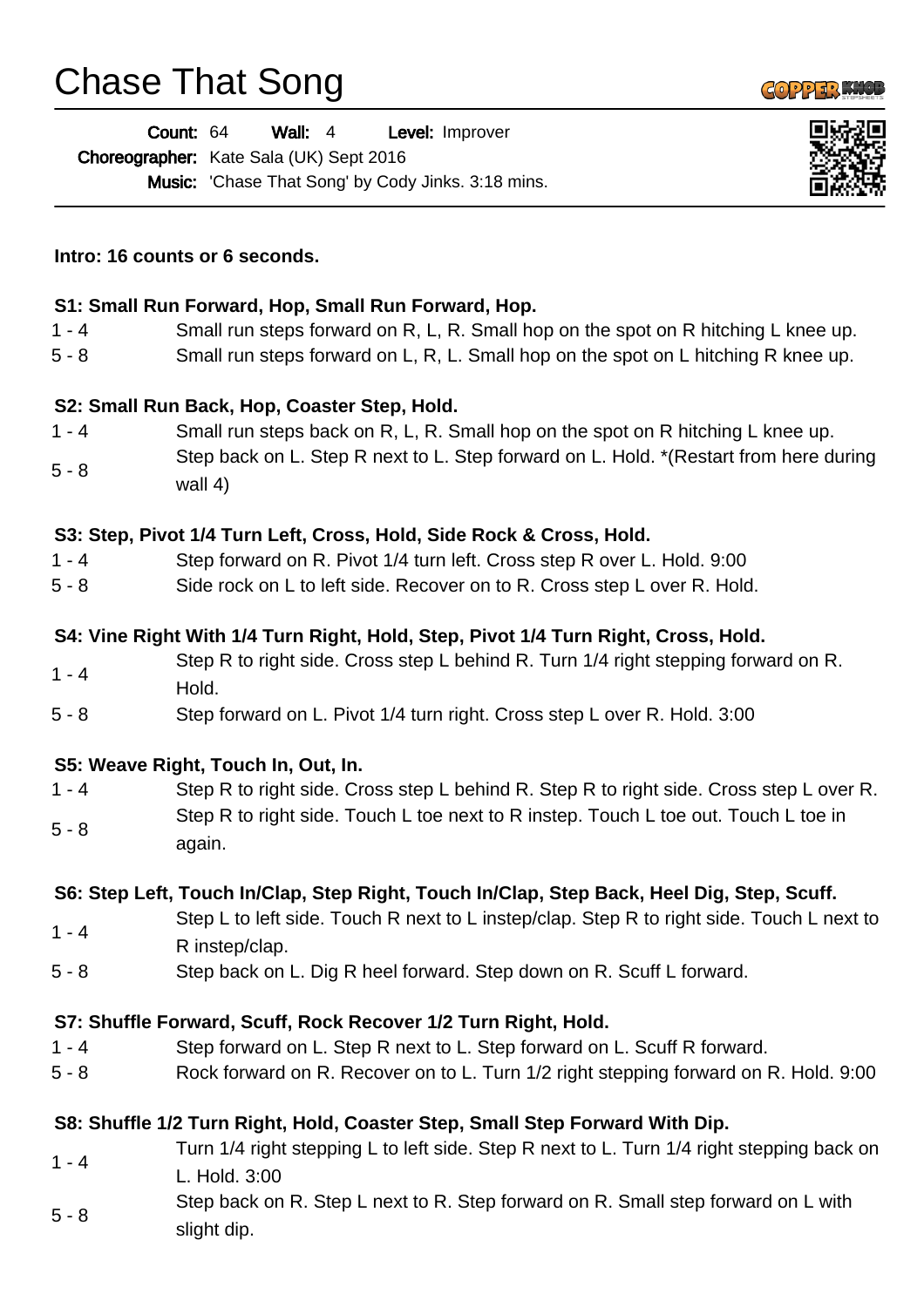# Chase That Song

**Count:** 64 **Wall:** 4 **Level:** Improver

**Choreographer:** Kate Sala (UK) Sept 2016

**Music:** 'Chase That Song' by Cody Jinks. 3:18 mins.

**Intro: 16 counts or 6 seconds.**

**S1: Small Run Forward, Hop, Small Run Forward, Hop.**

| | |
|---|---|
| 1 - 4 | Small run steps forward on R, L, R. Small hop on the spot on R hitching L knee up. |
| 5 - 8 | Small run steps forward on L, R, L. Small hop on the spot on L hitching R knee up. |

**S2: Small Run Back, Hop, Coaster Step, Hold.**

| | |
|---|---|
| 1 - 4 | Small run steps back on R, L, R. Small hop on the spot on R hitching L knee up. |
| 5 - 8 | Step back on L. Step R next to L. Step forward on L. Hold. *(Restart from here during wall 4) |

**S3: Step, Pivot 1/4 Turn Left, Cross, Hold, Side Rock & Cross, Hold.**

| | |
|---|---|
| 1 - 4 | Step forward on R. Pivot 1/4 turn left. Cross step R over L. Hold. 9:00 |
| 5 - 8 | Side rock on L to left side. Recover on to R. Cross step L over R. Hold. |

**S4: Vine Right With 1/4 Turn Right, Hold, Step, Pivot 1/4 Turn Right, Cross, Hold.**

| | |
|---|---|
| 1 - 4 | Step R to right side. Cross step L behind R. Turn 1/4 right stepping forward on R. Hold. |
| 5 - 8 | Step forward on L. Pivot 1/4 turn right. Cross step L over R. Hold. 3:00 |

**S5: Weave Right, Touch In, Out, In.**

| | |
|---|---|
| 1 - 4 | Step R to right side. Cross step L behind R. Step R to right side. Cross step L over R. |
| 5 - 8 | Step R to right side. Touch L toe next to R instep. Touch L toe out. Touch L toe in again. |

**S6: Step Left, Touch In/Clap, Step Right, Touch In/Clap, Step Back, Heel Dig, Step, Scuff.**

| | |
|---|---|
| 1 - 4 | Step L to left side. Touch R next to L instep/clap. Step R to right side. Touch L next to R instep/clap. |
| 5 - 8 | Step back on L. Dig R heel forward. Step down on R. Scuff L forward. |

**S7: Shuffle Forward, Scuff, Rock Recover 1/2 Turn Right, Hold.**

| | |
|---|---|
| 1 - 4 | Step forward on L. Step R next to L. Step forward on L. Scuff R forward. |
| 5 - 8 | Rock forward on R. Recover on to L. Turn 1/2 right stepping forward on R. Hold. 9:00 |

**S8: Shuffle 1/2 Turn Right, Hold, Coaster Step, Small Step Forward With Dip.**

| | |
|---|---|
| 1 - 4 | Turn 1/4 right stepping L to left side. Step R next to L. Turn 1/4 right stepping back on L. Hold. 3:00 |
| 5 - 8 | Step back on R. Step L next to R. Step forward on R. Small step forward on L with slight dip. |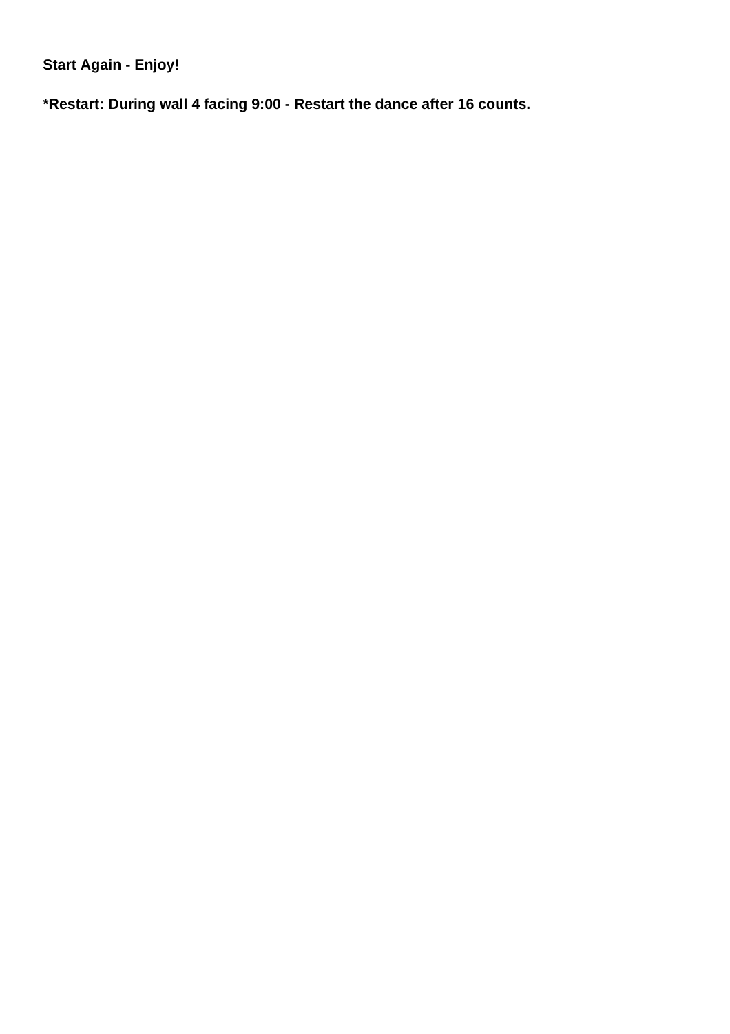**Start Again - Enjoy!**

***Restart: During wall 4 facing 9:00 - Restart the dance after 16 counts.**